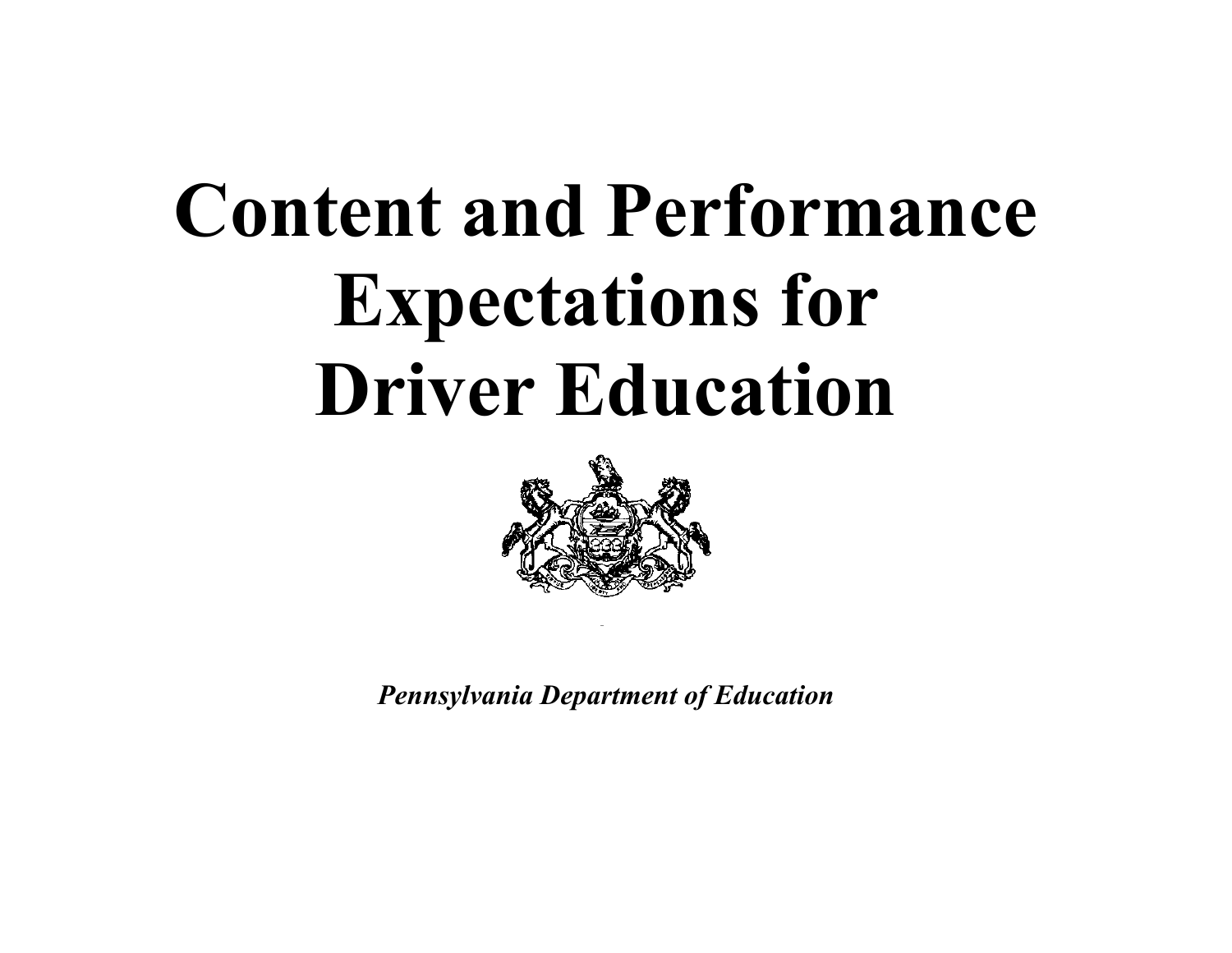# Content and Performance Expectations for Driver Education

*Pennsylvania Department of Education*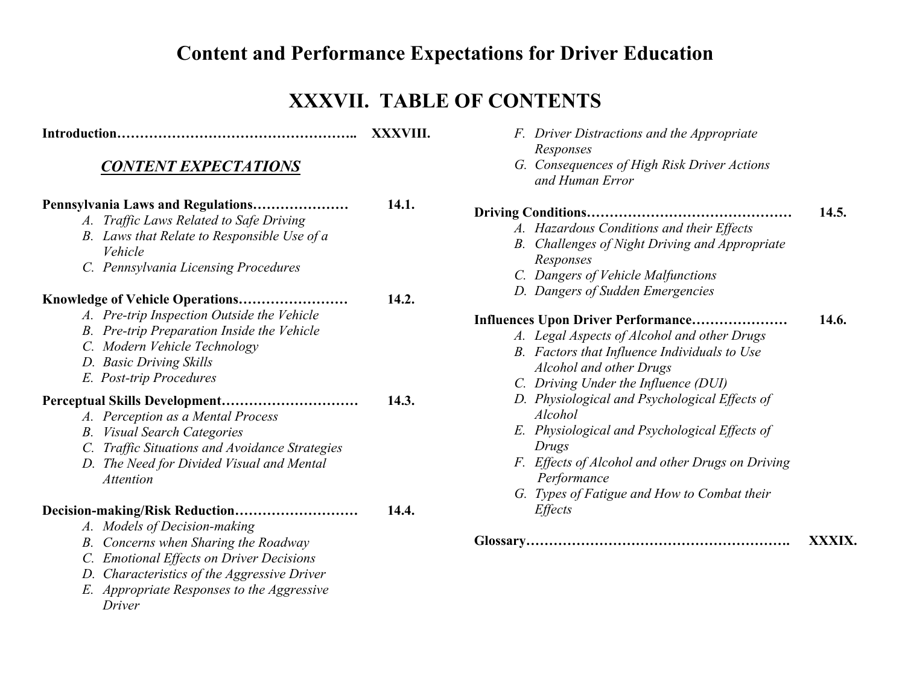# Content and Performance Expectations for Driver Education

## XXXVII. TABLE OF CONTENTS

**Introduction……………………………………………..** **XXXVIII.**

***CONTENT EXPECTATIONS***

**Pennsylvania Laws and Regulations…………………** **14.1.**

A. *Traffic Laws Related to Safe Driving*
B. *Laws that Relate to Responsible Use of a Vehicle*
C. *Pennsylvania Licensing Procedures*

**Knowledge of Vehicle Operations……………………** **14.2.**

A. *Pre-trip Inspection Outside the Vehicle*
B. *Pre-trip Preparation Inside the Vehicle*
C. *Modern Vehicle Technology*
D. *Basic Driving Skills*
E. *Post-trip Procedures*

**Perceptual Skills Development…………………………** **14.3.**

A. *Perception as a Mental Process*
B. *Visual Search Categories*
C. *Traffic Situations and Avoidance Strategies*
D. *The Need for Divided Visual and Mental Attention*

**Decision-making/Risk Reduction………………………** **14.4.**

A. *Models of Decision-making*
B. *Concerns when Sharing the Roadway*
C. *Emotional Effects on Driver Decisions*
D. *Characteristics of the Aggressive Driver*
E. *Appropriate Responses to the Aggressive Driver*
F. *Driver Distractions and the Appropriate Responses*
G. *Consequences of High Risk Driver Actions and Human Error*

**Driving Conditions………………………………………** **14.5.**

A. *Hazardous Conditions and their Effects*
B. *Challenges of Night Driving and Appropriate Responses*
C. *Dangers of Vehicle Malfunctions*
D. *Dangers of Sudden Emergencies*

**Influences Upon Driver Performance…………………** **14.6.**

A. *Legal Aspects of Alcohol and other Drugs*
B. *Factors that Influence Individuals to Use Alcohol and other Drugs*
C. *Driving Under the Influence (DUI)*
D. *Physiological and Psychological Effects of Alcohol*
E. *Physiological and Psychological Effects of Drugs*
F. *Effects of Alcohol and other Drugs on Driving Performance*
G. *Types of Fatigue and How to Combat their Effects*

**Glossary…………………………………………………….** **XXXIX.**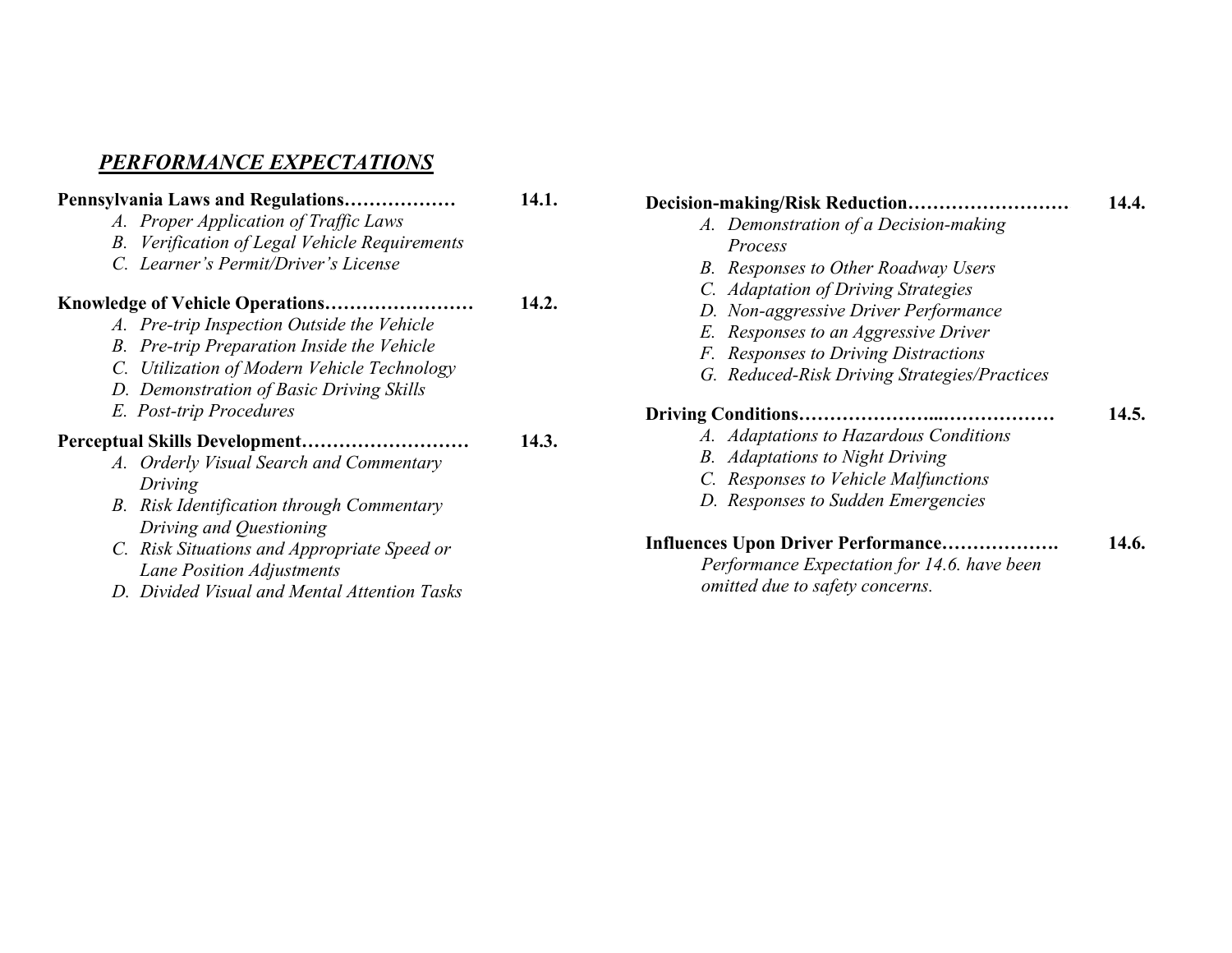## ***PERFORMANCE EXPECTATIONS***

**Pennsylvania Laws and Regulations……………… 14.1.**

- *A. Proper Application of Traffic Laws*
- *B. Verification of Legal Vehicle Requirements*
- *C. Learner's Permit/Driver's License*

**Knowledge of Vehicle Operations…………………… 14.2.**

- *A. Pre-trip Inspection Outside the Vehicle*
- *B. Pre-trip Preparation Inside the Vehicle*
- *C. Utilization of Modern Vehicle Technology*
- *D. Demonstration of Basic Driving Skills*
- *E. Post-trip Procedures*

**Perceptual Skills Development……………………… 14.3.**

- *A. Orderly Visual Search and Commentary Driving*
- *B. Risk Identification through Commentary Driving and Questioning*
- *C. Risk Situations and Appropriate Speed or Lane Position Adjustments*
- *D. Divided Visual and Mental Attention Tasks*

**Decision-making/Risk Reduction…………………… 14.4.**

- *A. Demonstration of a Decision-making Process*
- *B. Responses to Other Roadway Users*
- *C. Adaptation of Driving Strategies*
- *D. Non-aggressive Driver Performance*
- *E. Responses to an Aggressive Driver*
- *F. Responses to Driving Distractions*
- *G. Reduced-Risk Driving Strategies/Practices*

**Driving Conditions…………………...……………… 14.5.**

- *A. Adaptations to Hazardous Conditions*
- *B. Adaptations to Night Driving*
- *C. Responses to Vehicle Malfunctions*
- *D. Responses to Sudden Emergencies*

**Influences Upon Driver Performance………………. 14.6.**

*Performance Expectation for 14.6. have been omitted due to safety concerns.*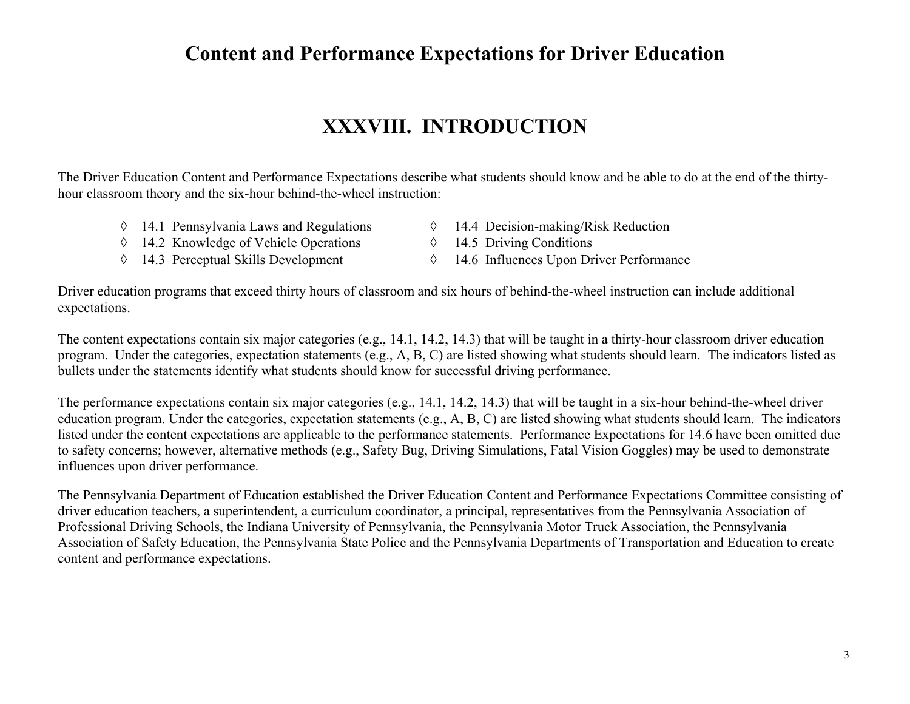# Content and Performance Expectations for Driver Education

## XXXVIII. INTRODUCTION

The Driver Education Content and Performance Expectations describe what students should know and be able to do at the end of the thirty-hour classroom theory and the six-hour behind-the-wheel instruction:

- ◊ 14.1 Pennsylvania Laws and Regulations
- ◊ 14.2 Knowledge of Vehicle Operations
- ◊ 14.3 Perceptual Skills Development
- ◊ 14.4 Decision-making/Risk Reduction
- ◊ 14.5 Driving Conditions
- ◊ 14.6 Influences Upon Driver Performance

Driver education programs that exceed thirty hours of classroom and six hours of behind-the-wheel instruction can include additional expectations.

The content expectations contain six major categories (e.g., 14.1, 14.2, 14.3) that will be taught in a thirty-hour classroom driver education program. Under the categories, expectation statements (e.g., A, B, C) are listed showing what students should learn. The indicators listed as bullets under the statements identify what students should know for successful driving performance.

The performance expectations contain six major categories (e.g., 14.1, 14.2, 14.3) that will be taught in a six-hour behind-the-wheel driver education program. Under the categories, expectation statements (e.g., A, B, C) are listed showing what students should learn. The indicators listed under the content expectations are applicable to the performance statements. Performance Expectations for 14.6 have been omitted due to safety concerns; however, alternative methods (e.g., Safety Bug, Driving Simulations, Fatal Vision Goggles) may be used to demonstrate influences upon driver performance.

The Pennsylvania Department of Education established the Driver Education Content and Performance Expectations Committee consisting of driver education teachers, a superintendent, a curriculum coordinator, a principal, representatives from the Pennsylvania Association of Professional Driving Schools, the Indiana University of Pennsylvania, the Pennsylvania Motor Truck Association, the Pennsylvania Association of Safety Education, the Pennsylvania State Police and the Pennsylvania Departments of Transportation and Education to create content and performance expectations.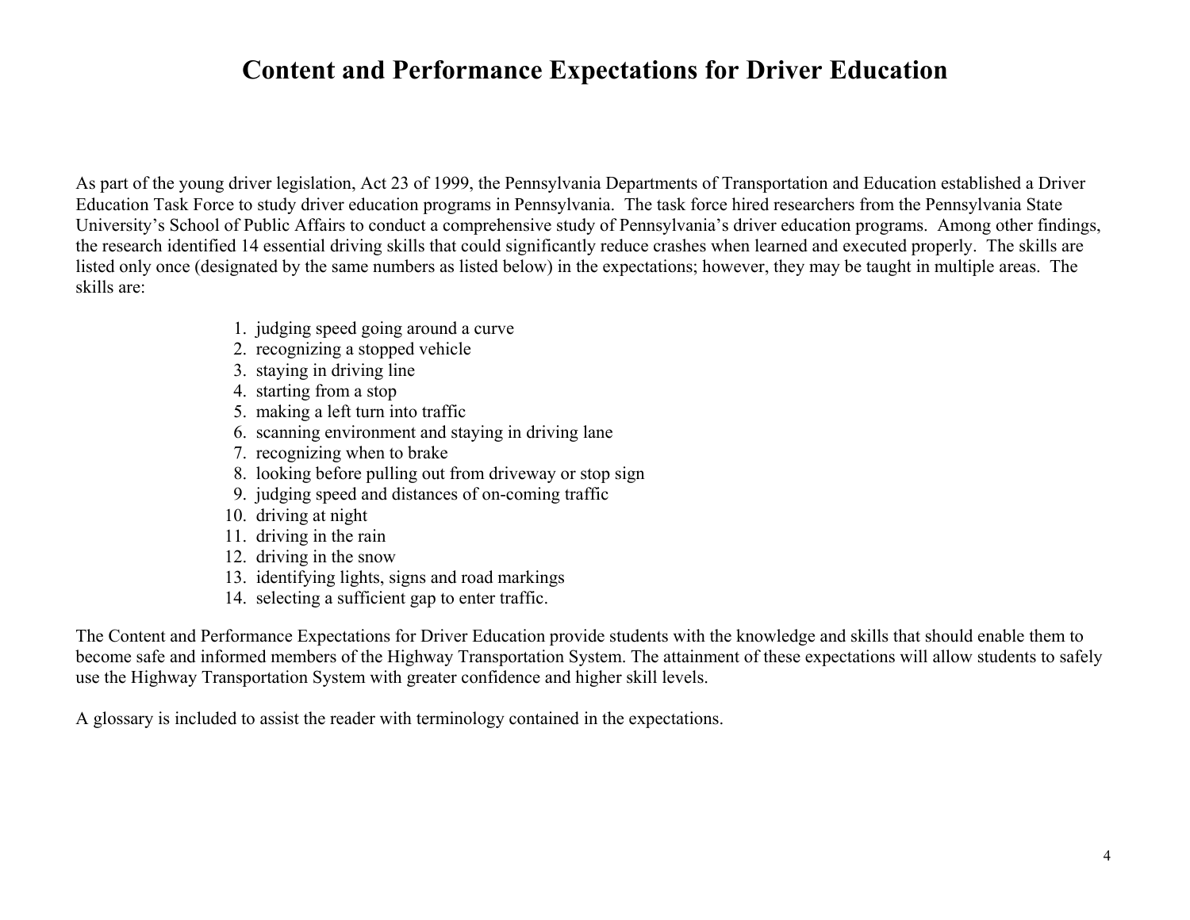# Content and Performance Expectations for Driver Education

As part of the young driver legislation, Act 23 of 1999, the Pennsylvania Departments of Transportation and Education established a Driver Education Task Force to study driver education programs in Pennsylvania. The task force hired researchers from the Pennsylvania State University's School of Public Affairs to conduct a comprehensive study of Pennsylvania's driver education programs. Among other findings, the research identified 14 essential driving skills that could significantly reduce crashes when learned and executed properly. The skills are listed only once (designated by the same numbers as listed below) in the expectations; however, they may be taught in multiple areas. The skills are:

1. judging speed going around a curve
2. recognizing a stopped vehicle
3. staying in driving line
4. starting from a stop
5. making a left turn into traffic
6. scanning environment and staying in driving lane
7. recognizing when to brake
8. looking before pulling out from driveway or stop sign
9. judging speed and distances of on-coming traffic
10. driving at night
11. driving in the rain
12. driving in the snow
13. identifying lights, signs and road markings
14. selecting a sufficient gap to enter traffic.

The Content and Performance Expectations for Driver Education provide students with the knowledge and skills that should enable them to become safe and informed members of the Highway Transportation System. The attainment of these expectations will allow students to safely use the Highway Transportation System with greater confidence and higher skill levels.

A glossary is included to assist the reader with terminology contained in the expectations.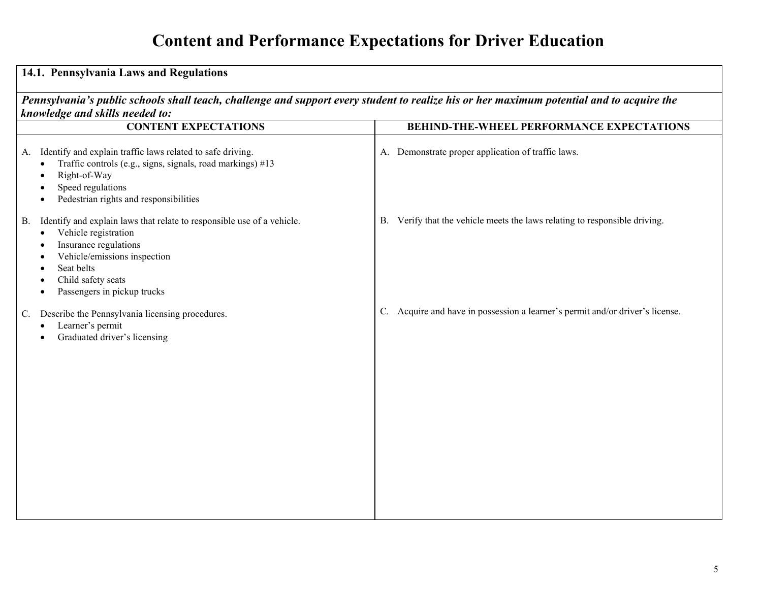# Content and Performance Expectations for Driver Education

## 14.1. Pennsylvania Laws and Regulations

***Pennsylvania's public schools shall teach, challenge and support every student to realize his or her maximum potential and to acquire the knowledge and skills needed to:***

| CONTENT EXPECTATIONS | BEHIND-THE-WHEEL PERFORMANCE EXPECTATIONS |
|---|---|
| A. Identify and explain traffic laws related to safe driving.<br>• Traffic controls (e.g., signs, signals, road markings) #13<br>• Right-of-Way<br>• Speed regulations<br>• Pedestrian rights and responsibilities | A. Demonstrate proper application of traffic laws. |
| B. Identify and explain laws that relate to responsible use of a vehicle.<br>• Vehicle registration<br>• Insurance regulations<br>• Vehicle/emissions inspection<br>• Seat belts<br>• Child safety seats<br>• Passengers in pickup trucks | B. Verify that the vehicle meets the laws relating to responsible driving. |
| C. Describe the Pennsylvania licensing procedures.<br>• Learner's permit<br>• Graduated driver's licensing | C. Acquire and have in possession a learner's permit and/or driver's license. |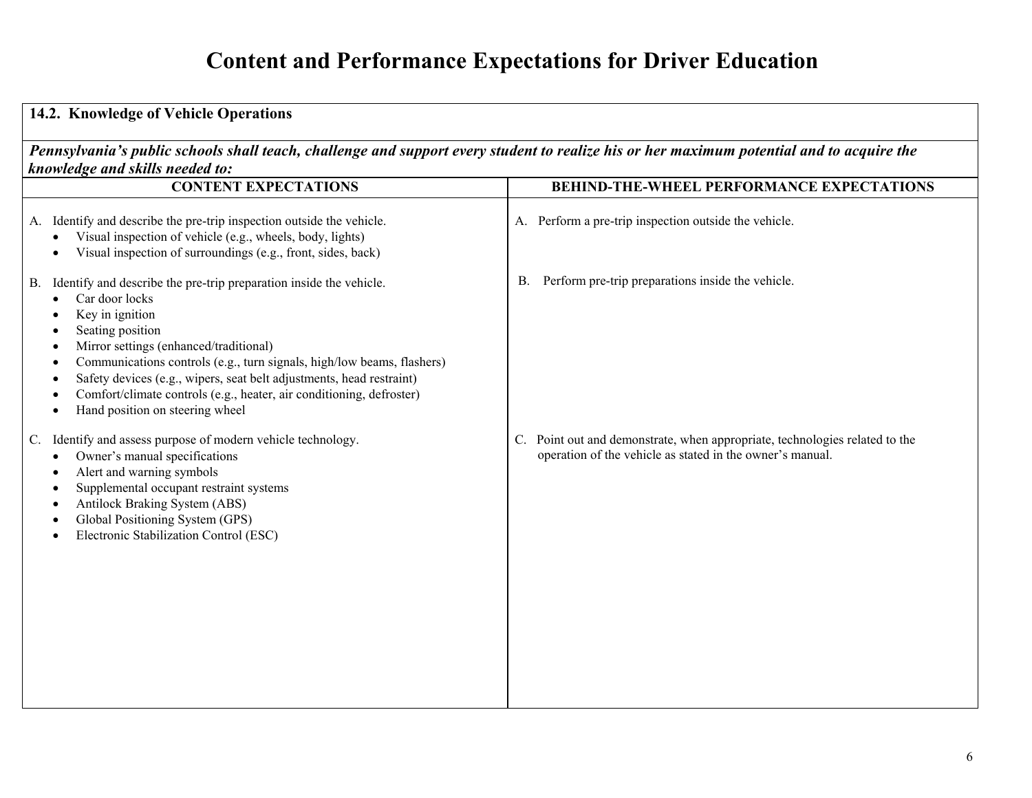# Content and Performance Expectations for Driver Education

## 14.2. Knowledge of Vehicle Operations

***Pennsylvania's public schools shall teach, challenge and support every student to realize his or her maximum potential and to acquire the knowledge and skills needed to:***

| CONTENT EXPECTATIONS | BEHIND-THE-WHEEL PERFORMANCE EXPECTATIONS |
|---|---|
| A. Identify and describe the pre-trip inspection outside the vehicle.<br>• Visual inspection of vehicle (e.g., wheels, body, lights)<br>• Visual inspection of surroundings (e.g., front, sides, back) | A. Perform a pre-trip inspection outside the vehicle. |
| B. Identify and describe the pre-trip preparation inside the vehicle.<br>• Car door locks<br>• Key in ignition<br>• Seating position<br>• Mirror settings (enhanced/traditional)<br>• Communications controls (e.g., turn signals, high/low beams, flashers)<br>• Safety devices (e.g., wipers, seat belt adjustments, head restraint)<br>• Comfort/climate controls (e.g., heater, air conditioning, defroster)<br>• Hand position on steering wheel | B. Perform pre-trip preparations inside the vehicle. |
| C. Identify and assess purpose of modern vehicle technology.<br>• Owner's manual specifications<br>• Alert and warning symbols<br>• Supplemental occupant restraint systems<br>• Antilock Braking System (ABS)<br>• Global Positioning System (GPS)<br>• Electronic Stabilization Control (ESC) | C. Point out and demonstrate, when appropriate, technologies related to the operation of the vehicle as stated in the owner's manual. |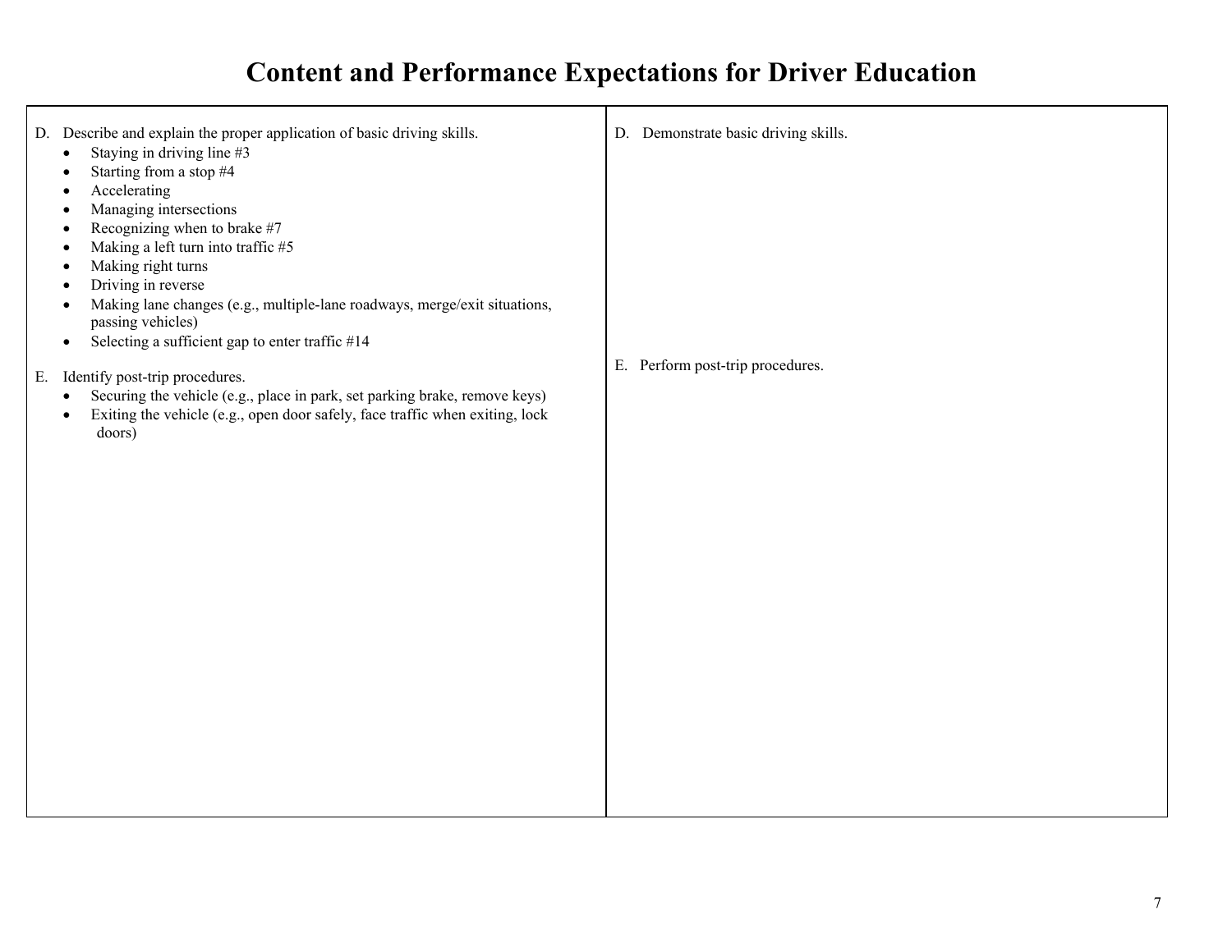# Content and Performance Expectations for Driver Education

| | |
|---|---|
| D. Describe and explain the proper application of basic driving skills.<br>• Staying in driving line #3<br>• Starting from a stop #4<br>• Accelerating<br>• Managing intersections<br>• Recognizing when to brake #7<br>• Making a left turn into traffic #5<br>• Making right turns<br>• Driving in reverse<br>• Making lane changes (e.g., multiple-lane roadways, merge/exit situations, passing vehicles)<br>• Selecting a sufficient gap to enter traffic #14 | D. Demonstrate basic driving skills. |
| E. Identify post-trip procedures.<br>• Securing the vehicle (e.g., place in park, set parking brake, remove keys)<br>• Exiting the vehicle (e.g., open door safely, face traffic when exiting, lock doors) | E. Perform post-trip procedures. |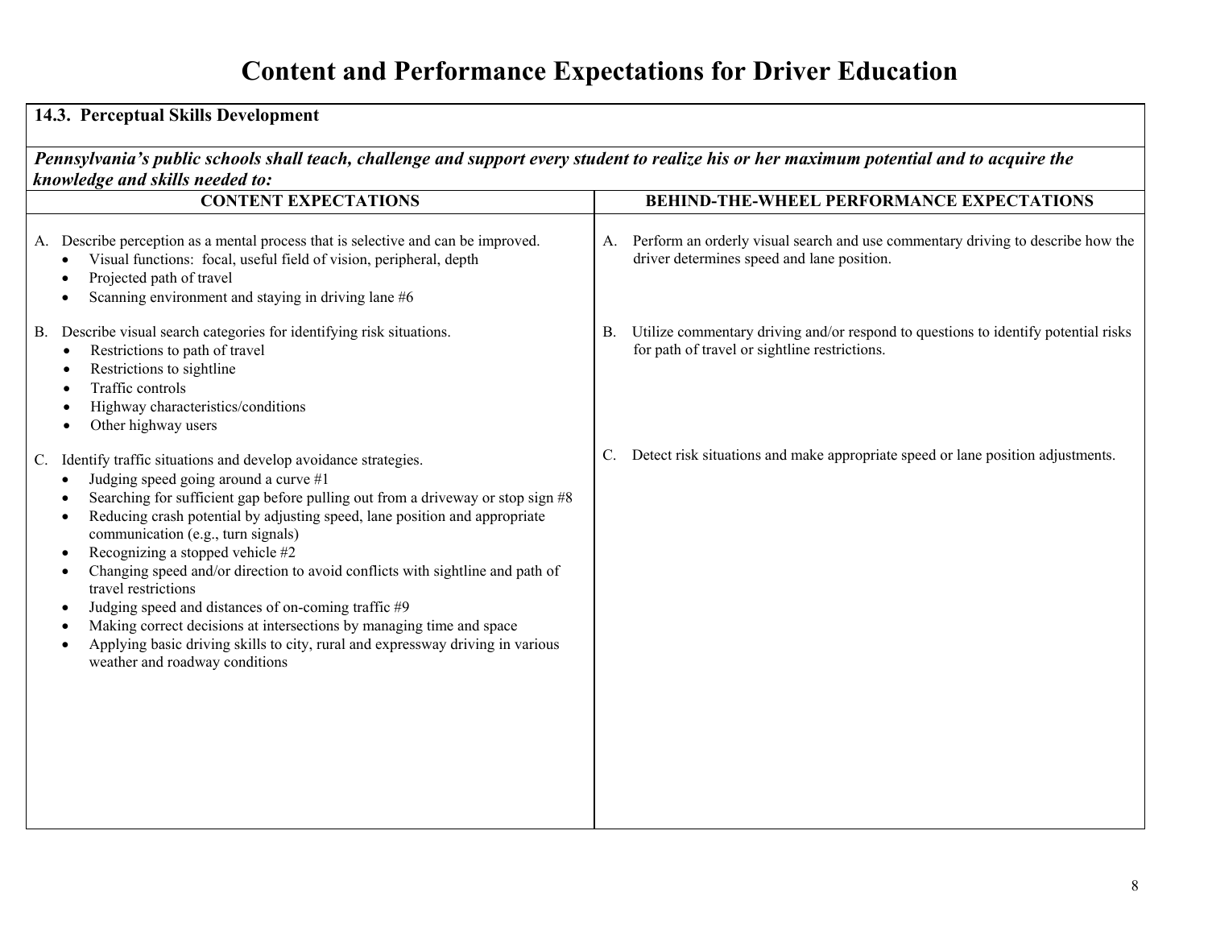# Content and Performance Expectations for Driver Education

## 14.3. Perceptual Skills Development

***Pennsylvania's public schools shall teach, challenge and support every student to realize his or her maximum potential and to acquire the knowledge and skills needed to:***

| CONTENT EXPECTATIONS | BEHIND-THE-WHEEL PERFORMANCE EXPECTATIONS |
|---|---|
| A. Describe perception as a mental process that is selective and can be improved.<br>• Visual functions: focal, useful field of vision, peripheral, depth<br>• Projected path of travel<br>• Scanning environment and staying in driving lane #6 | A. Perform an orderly visual search and use commentary driving to describe how the driver determines speed and lane position. |
| B. Describe visual search categories for identifying risk situations.<br>• Restrictions to path of travel<br>• Restrictions to sightline<br>• Traffic controls<br>• Highway characteristics/conditions<br>• Other highway users | B. Utilize commentary driving and/or respond to questions to identify potential risks for path of travel or sightline restrictions. |
| C. Identify traffic situations and develop avoidance strategies.<br>• Judging speed going around a curve #1<br>• Searching for sufficient gap before pulling out from a driveway or stop sign #8<br>• Reducing crash potential by adjusting speed, lane position and appropriate communication (e.g., turn signals)<br>• Recognizing a stopped vehicle #2<br>• Changing speed and/or direction to avoid conflicts with sightline and path of travel restrictions<br>• Judging speed and distances of on-coming traffic #9<br>• Making correct decisions at intersections by managing time and space<br>• Applying basic driving skills to city, rural and expressway driving in various weather and roadway conditions | C. Detect risk situations and make appropriate speed or lane position adjustments. |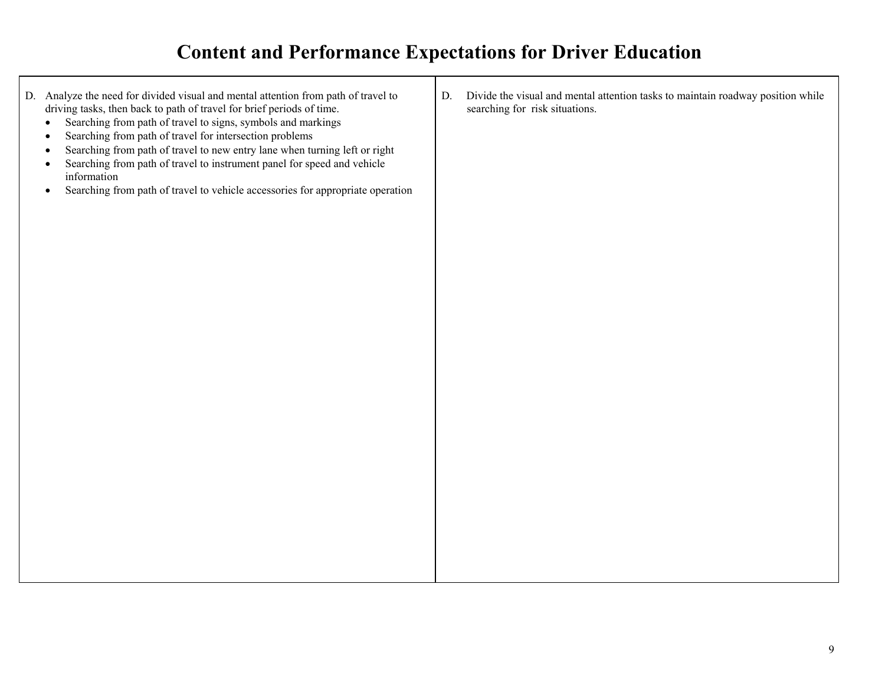# Content and Performance Expectations for Driver Education

| | |
|---|---|
| D. Analyze the need for divided visual and mental attention from path of travel to driving tasks, then back to path of travel for brief periods of time.<br>• Searching from path of travel to signs, symbols and markings<br>• Searching from path of travel for intersection problems<br>• Searching from path of travel to new entry lane when turning left or right<br>• Searching from path of travel to instrument panel for speed and vehicle information<br>• Searching from path of travel to vehicle accessories for appropriate operation | D. Divide the visual and mental attention tasks to maintain roadway position while searching for risk situations. |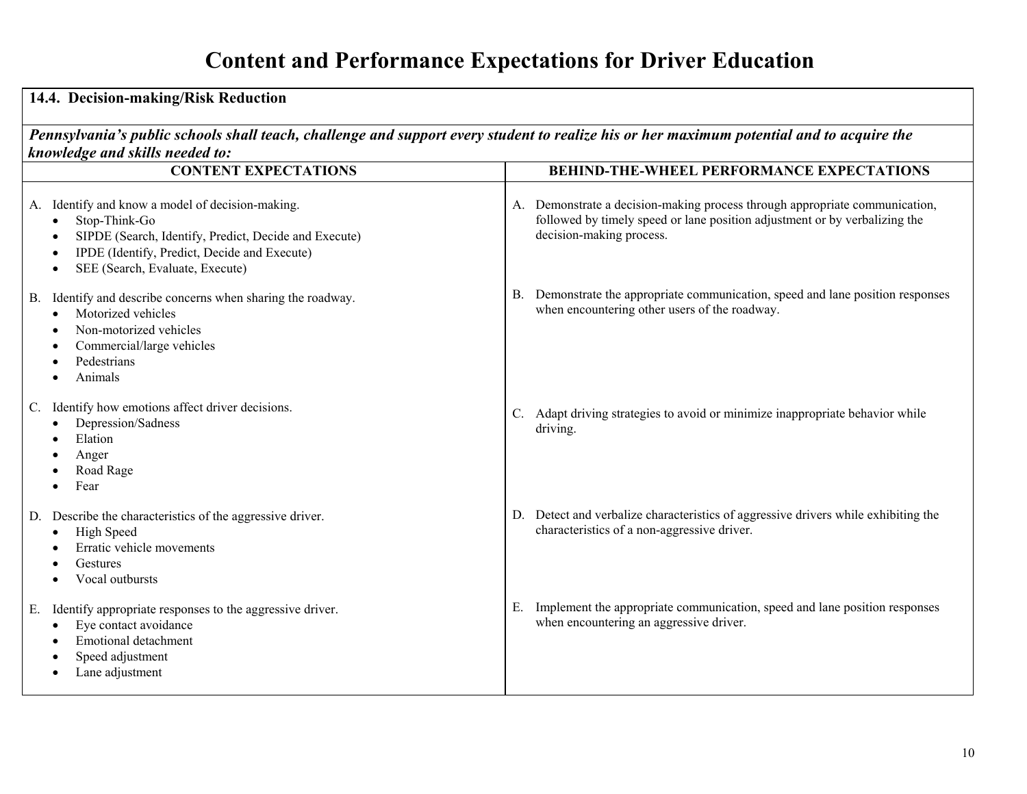# Content and Performance Expectations for Driver Education

**14.4. Decision-making/Risk Reduction**

***Pennsylvania's public schools shall teach, challenge and support every student to realize his or her maximum potential and to acquire the knowledge and skills needed to:***

| CONTENT EXPECTATIONS | BEHIND-THE-WHEEL PERFORMANCE EXPECTATIONS |
|---|---|
| A. Identify and know a model of decision-making.<br>• Stop-Think-Go<br>• SIPDE (Search, Identify, Predict, Decide and Execute)<br>• IPDE (Identify, Predict, Decide and Execute)<br>• SEE (Search, Evaluate, Execute) | A. Demonstrate a decision-making process through appropriate communication, followed by timely speed or lane position adjustment or by verbalizing the decision-making process. |
| B. Identify and describe concerns when sharing the roadway.<br>• Motorized vehicles<br>• Non-motorized vehicles<br>• Commercial/large vehicles<br>• Pedestrians<br>• Animals | B. Demonstrate the appropriate communication, speed and lane position responses when encountering other users of the roadway. |
| C. Identify how emotions affect driver decisions.<br>• Depression/Sadness<br>• Elation<br>• Anger<br>• Road Rage<br>• Fear | C. Adapt driving strategies to avoid or minimize inappropriate behavior while driving. |
| D. Describe the characteristics of the aggressive driver.<br>• High Speed<br>• Erratic vehicle movements<br>• Gestures<br>• Vocal outbursts | D. Detect and verbalize characteristics of aggressive drivers while exhibiting the characteristics of a non-aggressive driver. |
| E. Identify appropriate responses to the aggressive driver.<br>• Eye contact avoidance<br>• Emotional detachment<br>• Speed adjustment<br>• Lane adjustment | E. Implement the appropriate communication, speed and lane position responses when encountering an aggressive driver. |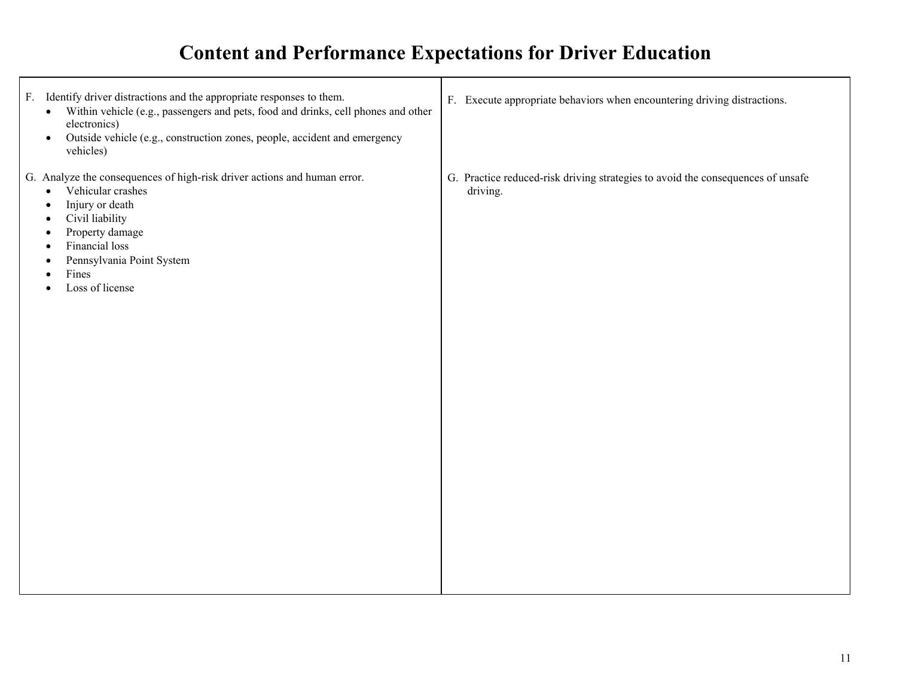# Content and Performance Expectations for Driver Education

| | |
|---|---|
| F. Identify driver distractions and the appropriate responses to them.<br>• Within vehicle (e.g., passengers and pets, food and drinks, cell phones and other electronics)<br>• Outside vehicle (e.g., construction zones, people, accident and emergency vehicles) | F. Execute appropriate behaviors when encountering driving distractions. |
| G. Analyze the consequences of high-risk driver actions and human error.<br>• Vehicular crashes<br>• Injury or death<br>• Civil liability<br>• Property damage<br>• Financial loss<br>• Pennsylvania Point System<br>• Fines<br>• Loss of license | G. Practice reduced-risk driving strategies to avoid the consequences of unsafe driving. |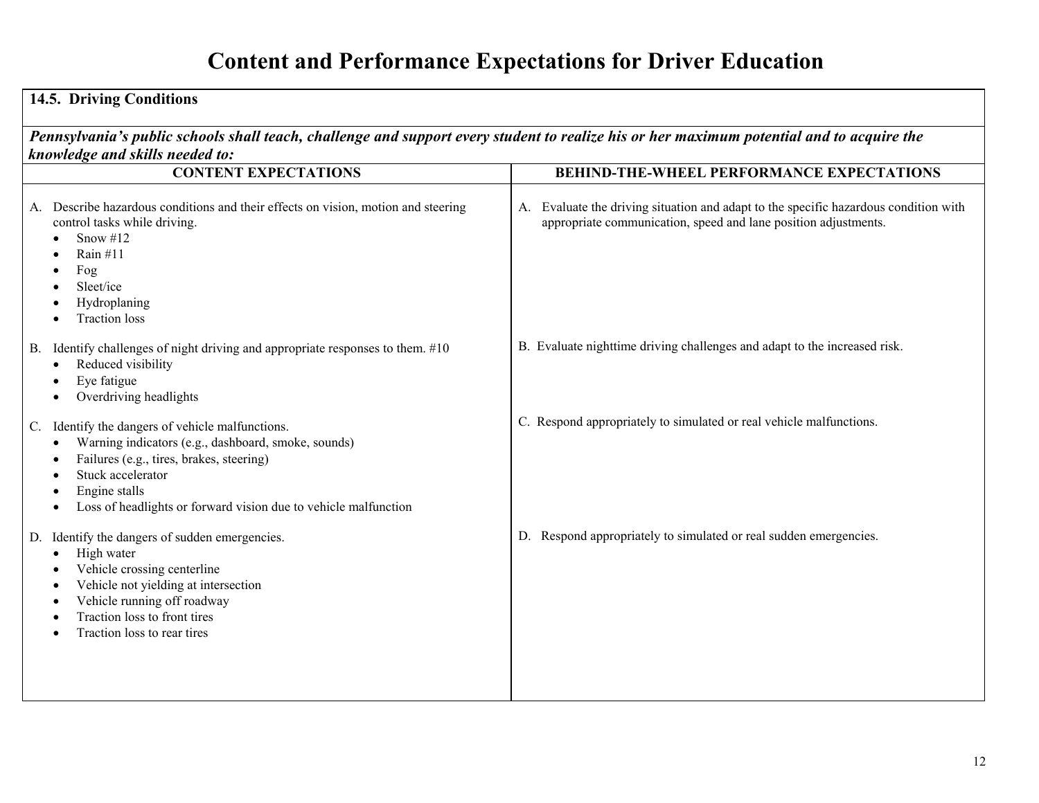# Content and Performance Expectations for Driver Education

**14.5. Driving Conditions**

***Pennsylvania's public schools shall teach, challenge and support every student to realize his or her maximum potential and to acquire the knowledge and skills needed to:***

| CONTENT EXPECTATIONS | BEHIND-THE-WHEEL PERFORMANCE EXPECTATIONS |
|---|---|
| A. Describe hazardous conditions and their effects on vision, motion and steering control tasks while driving.<br>• Snow #12<br>• Rain #11<br>• Fog<br>• Sleet/ice<br>• Hydroplaning<br>• Traction loss | A. Evaluate the driving situation and adapt to the specific hazardous condition with appropriate communication, speed and lane position adjustments. |
| B. Identify challenges of night driving and appropriate responses to them. #10<br>• Reduced visibility<br>• Eye fatigue<br>• Overdriving headlights | B. Evaluate nighttime driving challenges and adapt to the increased risk. |
| C. Identify the dangers of vehicle malfunctions.<br>• Warning indicators (e.g., dashboard, smoke, sounds)<br>• Failures (e.g., tires, brakes, steering)<br>• Stuck accelerator<br>• Engine stalls<br>• Loss of headlights or forward vision due to vehicle malfunction | C. Respond appropriately to simulated or real vehicle malfunctions. |
| D. Identify the dangers of sudden emergencies.<br>• High water<br>• Vehicle crossing centerline<br>• Vehicle not yielding at intersection<br>• Vehicle running off roadway<br>• Traction loss to front tires<br>• Traction loss to rear tires | D. Respond appropriately to simulated or real sudden emergencies. |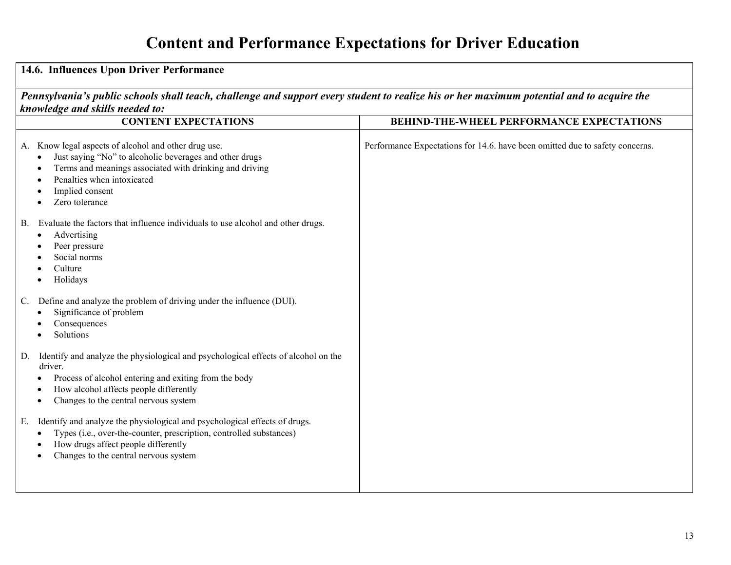# Content and Performance Expectations for Driver Education

| 14.6. Influences Upon Driver Performance | |
|---|---|
| ***Pennsylvania's public schools shall teach, challenge and support every student to realize his or her maximum potential and to acquire the knowledge and skills needed to:*** | |
| **CONTENT EXPECTATIONS** | **BEHIND-THE-WHEEL PERFORMANCE EXPECTATIONS** |
| A. Know legal aspects of alcohol and other drug use.<br>• Just saying "No" to alcoholic beverages and other drugs<br>• Terms and meanings associated with drinking and driving<br>• Penalties when intoxicated<br>• Implied consent<br>• Zero tolerance<br><br>B. Evaluate the factors that influence individuals to use alcohol and other drugs.<br>• Advertising<br>• Peer pressure<br>• Social norms<br>• Culture<br>• Holidays<br><br>C. Define and analyze the problem of driving under the influence (DUI).<br>• Significance of problem<br>• Consequences<br>• Solutions<br><br>D. Identify and analyze the physiological and psychological effects of alcohol on the driver.<br>• Process of alcohol entering and exiting from the body<br>• How alcohol affects people differently<br>• Changes to the central nervous system<br><br>E. Identify and analyze the physiological and psychological effects of drugs.<br>• Types (i.e., over-the-counter, prescription, controlled substances)<br>• How drugs affect people differently<br>• Changes to the central nervous system | Performance Expectations for 14.6. have been omitted due to safety concerns. |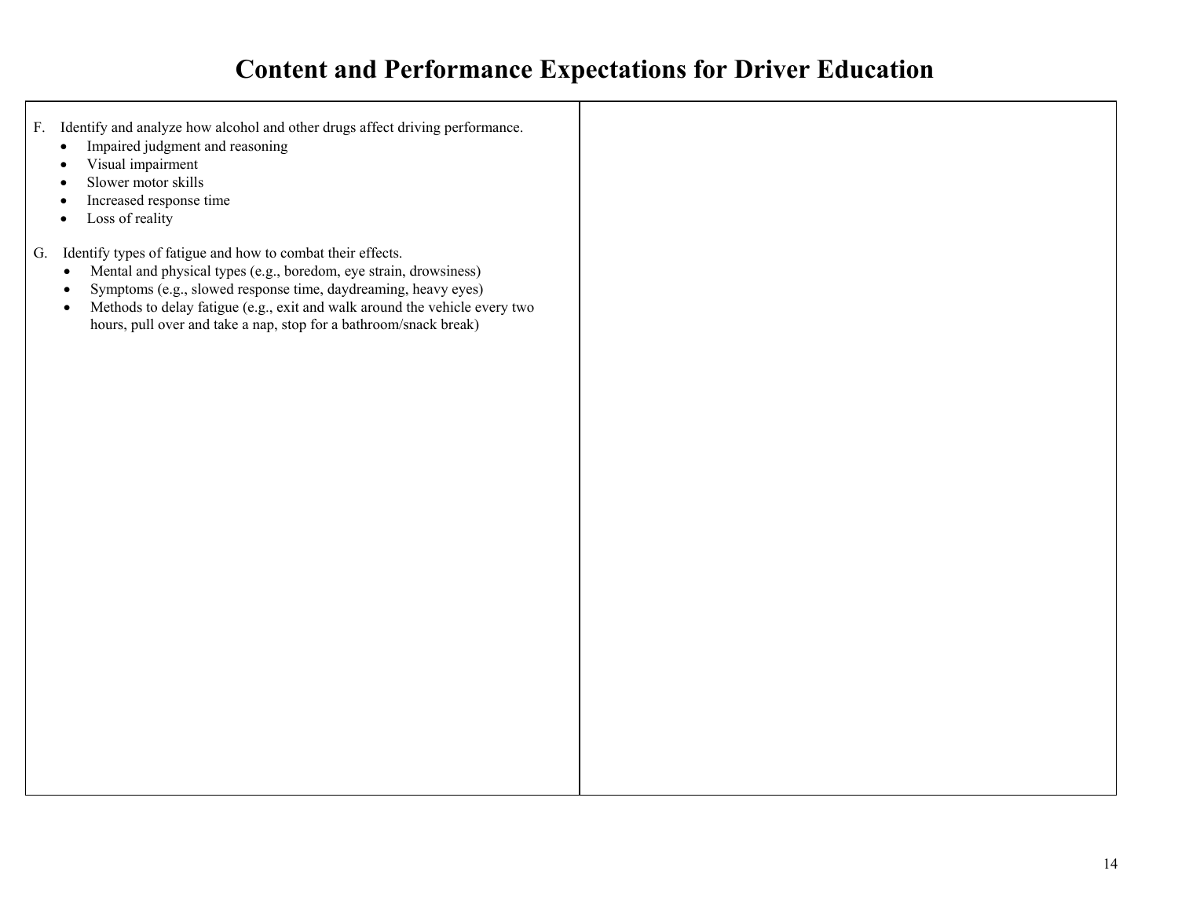# Content and Performance Expectations for Driver Education

F. Identify and analyze how alcohol and other drugs affect driving performance.
   - Impaired judgment and reasoning
   - Visual impairment
   - Slower motor skills
   - Increased response time
   - Loss of reality

G. Identify types of fatigue and how to combat their effects.
   - Mental and physical types (e.g., boredom, eye strain, drowsiness)
   - Symptoms (e.g., slowed response time, daydreaming, heavy eyes)
   - Methods to delay fatigue (e.g., exit and walk around the vehicle every two hours, pull over and take a nap, stop for a bathroom/snack break)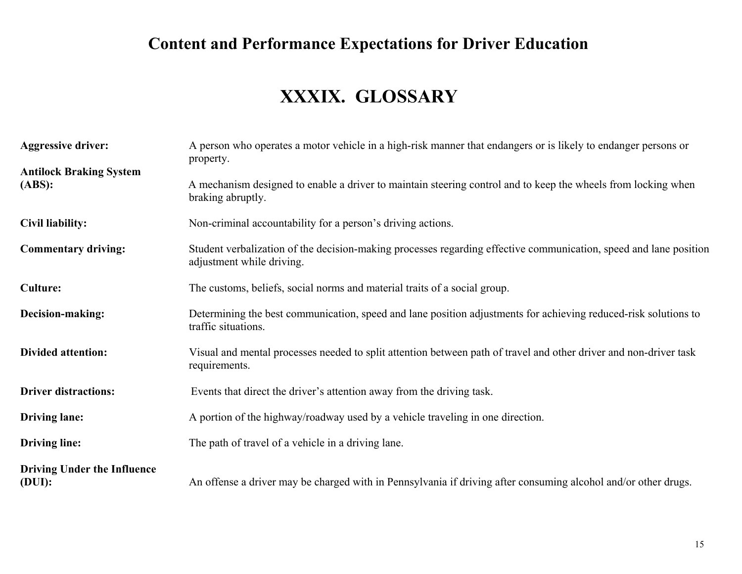# Content and Performance Expectations for Driver Education

## XXXIX. GLOSSARY

| | |
|---|---|
| **Aggressive driver:** | A person who operates a motor vehicle in a high-risk manner that endangers or is likely to endanger persons or property. |
| **Antilock Braking System (ABS):** | A mechanism designed to enable a driver to maintain steering control and to keep the wheels from locking when braking abruptly. |
| **Civil liability:** | Non-criminal accountability for a person's driving actions. |
| **Commentary driving:** | Student verbalization of the decision-making processes regarding effective communication, speed and lane position adjustment while driving. |
| **Culture:** | The customs, beliefs, social norms and material traits of a social group. |
| **Decision-making:** | Determining the best communication, speed and lane position adjustments for achieving reduced-risk solutions to traffic situations. |
| **Divided attention:** | Visual and mental processes needed to split attention between path of travel and other driver and non-driver task requirements. |
| **Driver distractions:** | Events that direct the driver's attention away from the driving task. |
| **Driving lane:** | A portion of the highway/roadway used by a vehicle traveling in one direction. |
| **Driving line:** | The path of travel of a vehicle in a driving lane. |
| **Driving Under the Influence (DUI):** | An offense a driver may be charged with in Pennsylvania if driving after consuming alcohol and/or other drugs. |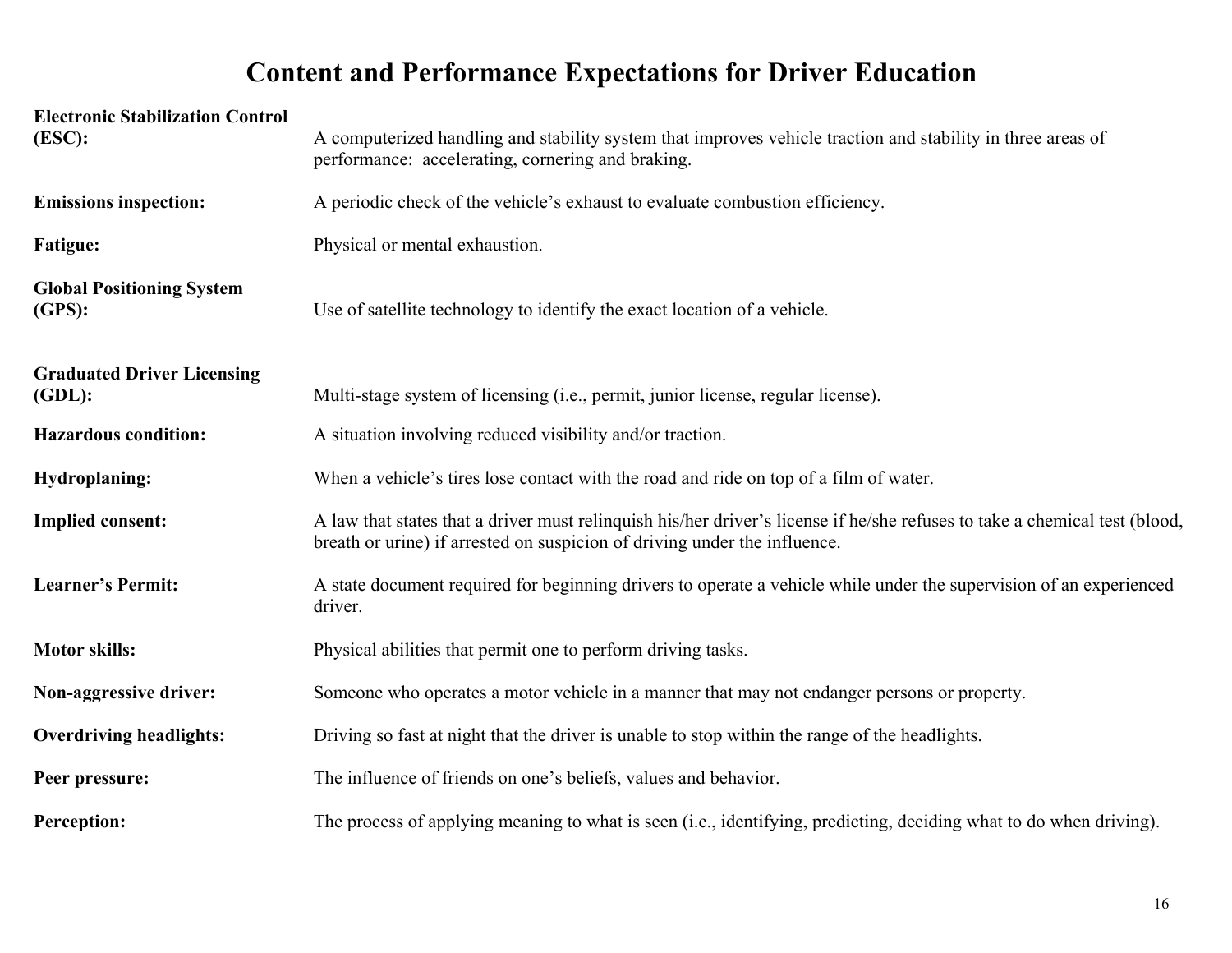# Content and Performance Expectations for Driver Education

**Electronic Stabilization Control (ESC):** A computerized handling and stability system that improves vehicle traction and stability in three areas of performance: accelerating, cornering and braking.

**Emissions inspection:** A periodic check of the vehicle's exhaust to evaluate combustion efficiency.

**Fatigue:** Physical or mental exhaustion.

**Global Positioning System (GPS):** Use of satellite technology to identify the exact location of a vehicle.

**Graduated Driver Licensing (GDL):** Multi-stage system of licensing (i.e., permit, junior license, regular license).

**Hazardous condition:** A situation involving reduced visibility and/or traction.

**Hydroplaning:** When a vehicle's tires lose contact with the road and ride on top of a film of water.

**Implied consent:** A law that states that a driver must relinquish his/her driver's license if he/she refuses to take a chemical test (blood, breath or urine) if arrested on suspicion of driving under the influence.

**Learner's Permit:** A state document required for beginning drivers to operate a vehicle while under the supervision of an experienced driver.

**Motor skills:** Physical abilities that permit one to perform driving tasks.

**Non-aggressive driver:** Someone who operates a motor vehicle in a manner that may not endanger persons or property.

**Overdriving headlights:** Driving so fast at night that the driver is unable to stop within the range of the headlights.

**Peer pressure:** The influence of friends on one's beliefs, values and behavior.

**Perception:** The process of applying meaning to what is seen (i.e., identifying, predicting, deciding what to do when driving).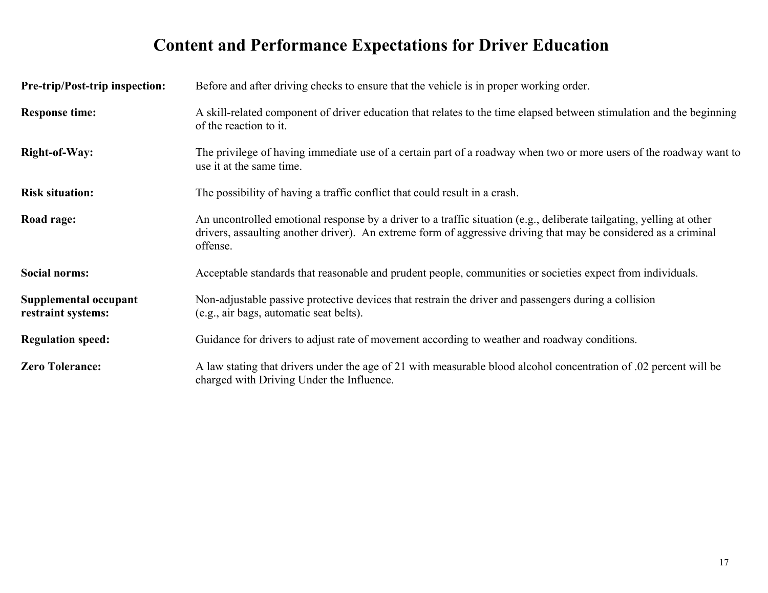# Content and Performance Expectations for Driver Education

**Pre-trip/Post-trip inspection:** Before and after driving checks to ensure that the vehicle is in proper working order.

**Response time:** A skill-related component of driver education that relates to the time elapsed between stimulation and the beginning of the reaction to it.

**Right-of-Way:** The privilege of having immediate use of a certain part of a roadway when two or more users of the roadway want to use it at the same time.

**Risk situation:** The possibility of having a traffic conflict that could result in a crash.

**Road rage:** An uncontrolled emotional response by a driver to a traffic situation (e.g., deliberate tailgating, yelling at other drivers, assaulting another driver). An extreme form of aggressive driving that may be considered as a criminal offense.

**Social norms:** Acceptable standards that reasonable and prudent people, communities or societies expect from individuals.

**Supplemental occupant restraint systems:** Non-adjustable passive protective devices that restrain the driver and passengers during a collision (e.g., air bags, automatic seat belts).

**Regulation speed:** Guidance for drivers to adjust rate of movement according to weather and roadway conditions.

**Zero Tolerance:** A law stating that drivers under the age of 21 with measurable blood alcohol concentration of .02 percent will be charged with Driving Under the Influence.